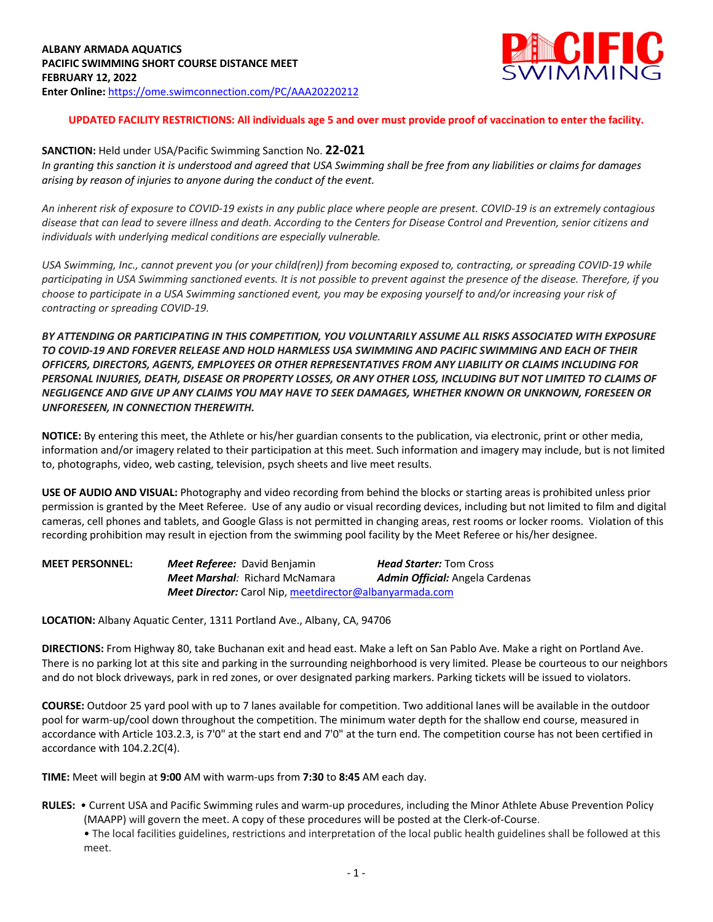**ALBANY ARMADA AQUATICS**
**PACIFIC SWIMMING SHORT COURSE DISTANCE MEET**
**FEBRUARY 12, 2022**
**Enter Online:** https://ome.swimconnection.com/PC/AAA20220212

**UPDATED FACILITY RESTRICTIONS: All individuals age 5 and over must provide proof of vaccination to enter the facility.**

**SANCTION:** Held under USA/Pacific Swimming Sanction No. **22-021**
*In granting this sanction it is understood and agreed that USA Swimming shall be free from any liabilities or claims for damages arising by reason of injuries to anyone during the conduct of the event.*

*An inherent risk of exposure to COVID-19 exists in any public place where people are present. COVID-19 is an extremely contagious disease that can lead to severe illness and death. According to the Centers for Disease Control and Prevention, senior citizens and individuals with underlying medical conditions are especially vulnerable.*

*USA Swimming, Inc., cannot prevent you (or your child(ren)) from becoming exposed to, contracting, or spreading COVID-19 while participating in USA Swimming sanctioned events. It is not possible to prevent against the presence of the disease. Therefore, if you choose to participate in a USA Swimming sanctioned event, you may be exposing yourself to and/or increasing your risk of contracting or spreading COVID-19.*

***BY ATTENDING OR PARTICIPATING IN THIS COMPETITION, YOU VOLUNTARILY ASSUME ALL RISKS ASSOCIATED WITH EXPOSURE TO COVID-19 AND FOREVER RELEASE AND HOLD HARMLESS USA SWIMMING AND PACIFIC SWIMMING AND EACH OF THEIR OFFICERS, DIRECTORS, AGENTS, EMPLOYEES OR OTHER REPRESENTATIVES FROM ANY LIABILITY OR CLAIMS INCLUDING FOR PERSONAL INJURIES, DEATH, DISEASE OR PROPERTY LOSSES, OR ANY OTHER LOSS, INCLUDING BUT NOT LIMITED TO CLAIMS OF NEGLIGENCE AND GIVE UP ANY CLAIMS YOU MAY HAVE TO SEEK DAMAGES, WHETHER KNOWN OR UNKNOWN, FORESEEN OR UNFORESEEN, IN CONNECTION THEREWITH.***

**NOTICE:** By entering this meet, the Athlete or his/her guardian consents to the publication, via electronic, print or other media, information and/or imagery related to their participation at this meet. Such information and imagery may include, but is not limited to, photographs, video, web casting, television, psych sheets and live meet results.

**USE OF AUDIO AND VISUAL:** Photography and video recording from behind the blocks or starting areas is prohibited unless prior permission is granted by the Meet Referee. Use of any audio or visual recording devices, including but not limited to film and digital cameras, cell phones and tablets, and Google Glass is not permitted in changing areas, rest rooms or locker rooms. Violation of this recording prohibition may result in ejection from the swimming pool facility by the Meet Referee or his/her designee.

**MEET PERSONNEL:**
***Meet Referee:*** David Benjamin
***Head Starter:*** Tom Cross
***Meet Marshal:*** Richard McNamara
***Admin Official:*** Angela Cardenas
***Meet Director:*** Carol Nip, meetdirector@albanyarmada.com

**LOCATION:** Albany Aquatic Center, 1311 Portland Ave., Albany, CA, 94706

**DIRECTIONS:** From Highway 80, take Buchanan exit and head east. Make a left on San Pablo Ave. Make a right on Portland Ave. There is no parking lot at this site and parking in the surrounding neighborhood is very limited. Please be courteous to our neighbors and do not block driveways, park in red zones, or over designated parking markers. Parking tickets will be issued to violators.

**COURSE:** Outdoor 25 yard pool with up to 7 lanes available for competition. Two additional lanes will be available in the outdoor pool for warm-up/cool down throughout the competition. The minimum water depth for the shallow end course, measured in accordance with Article 103.2.3, is 7'0" at the start end and 7'0" at the turn end. The competition course has not been certified in accordance with 104.2.2C(4).

**TIME:** Meet will begin at **9:00** AM with warm-ups from **7:30** to **8:45** AM each day.

**RULES:**
- Current USA and Pacific Swimming rules and warm-up procedures, including the Minor Athlete Abuse Prevention Policy (MAAPP) will govern the meet. A copy of these procedures will be posted at the Clerk-of-Course.
- The local facilities guidelines, restrictions and interpretation of the local public health guidelines shall be followed at this meet.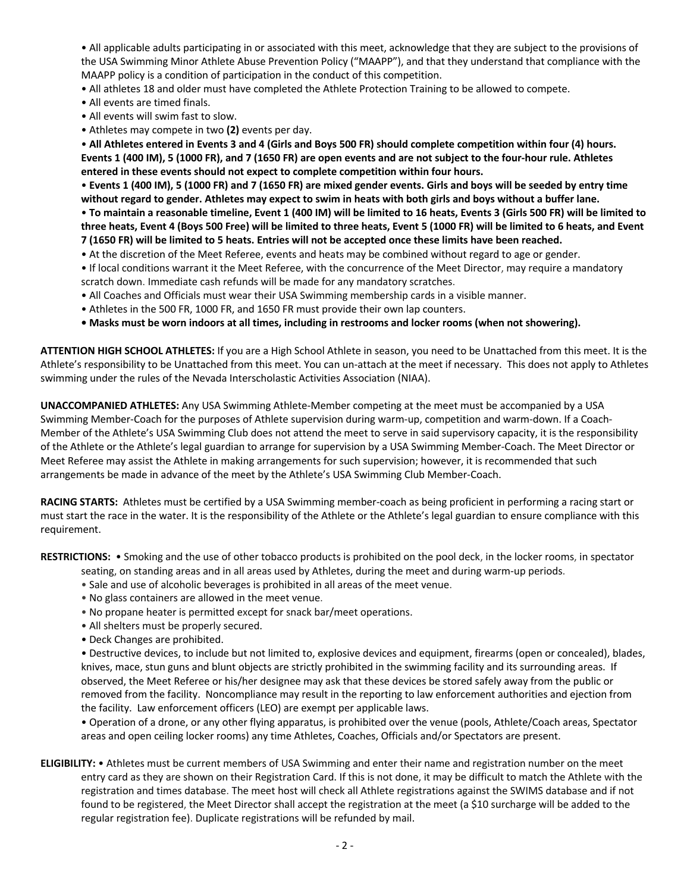- All applicable adults participating in or associated with this meet, acknowledge that they are subject to the provisions of the USA Swimming Minor Athlete Abuse Prevention Policy ("MAAPP"), and that they understand that compliance with the MAAPP policy is a condition of participation in the conduct of this competition.
- All athletes 18 and older must have completed the Athlete Protection Training to be allowed to compete.
- All events are timed finals.
- All events will swim fast to slow.
- Athletes may compete in two **(2)** events per day.
- **All Athletes entered in Events 3 and 4 (Girls and Boys 500 FR) should complete competition within four (4) hours. Events 1 (400 IM), 5 (1000 FR), and 7 (1650 FR) are open events and are not subject to the four-hour rule. Athletes entered in these events should not expect to complete competition within four hours.**
- **Events 1 (400 IM), 5 (1000 FR) and 7 (1650 FR) are mixed gender events. Girls and boys will be seeded by entry time without regard to gender. Athletes may expect to swim in heats with both girls and boys without a buffer lane.**
- **To maintain a reasonable timeline, Event 1 (400 IM) will be limited to 16 heats, Events 3 (Girls 500 FR) will be limited to three heats, Event 4 (Boys 500 Free) will be limited to three heats, Event 5 (1000 FR) will be limited to 6 heats, and Event 7 (1650 FR) will be limited to 5 heats. Entries will not be accepted once these limits have been reached.**
- At the discretion of the Meet Referee, events and heats may be combined without regard to age or gender.
- If local conditions warrant it the Meet Referee, with the concurrence of the Meet Director, may require a mandatory scratch down. Immediate cash refunds will be made for any mandatory scratches.
- All Coaches and Officials must wear their USA Swimming membership cards in a visible manner.
- Athletes in the 500 FR, 1000 FR, and 1650 FR must provide their own lap counters.
- **Masks must be worn indoors at all times, including in restrooms and locker rooms (when not showering).**

**ATTENTION HIGH SCHOOL ATHLETES:** If you are a High School Athlete in season, you need to be Unattached from this meet. It is the Athlete's responsibility to be Unattached from this meet. You can un-attach at the meet if necessary. This does not apply to Athletes swimming under the rules of the Nevada Interscholastic Activities Association (NIAA).

**UNACCOMPANIED ATHLETES:** Any USA Swimming Athlete-Member competing at the meet must be accompanied by a USA Swimming Member-Coach for the purposes of Athlete supervision during warm-up, competition and warm-down. If a Coach-Member of the Athlete's USA Swimming Club does not attend the meet to serve in said supervisory capacity, it is the responsibility of the Athlete or the Athlete's legal guardian to arrange for supervision by a USA Swimming Member-Coach. The Meet Director or Meet Referee may assist the Athlete in making arrangements for such supervision; however, it is recommended that such arrangements be made in advance of the meet by the Athlete's USA Swimming Club Member-Coach.

**RACING STARTS:** Athletes must be certified by a USA Swimming member-coach as being proficient in performing a racing start or must start the race in the water. It is the responsibility of the Athlete or the Athlete's legal guardian to ensure compliance with this requirement.

**RESTRICTIONS:**
- Smoking and the use of other tobacco products is prohibited on the pool deck, in the locker rooms, in spectator seating, on standing areas and in all areas used by Athletes, during the meet and during warm-up periods.
- Sale and use of alcoholic beverages is prohibited in all areas of the meet venue.
- No glass containers are allowed in the meet venue.
- No propane heater is permitted except for snack bar/meet operations.
- All shelters must be properly secured.
- Deck Changes are prohibited.
- Destructive devices, to include but not limited to, explosive devices and equipment, firearms (open or concealed), blades, knives, mace, stun guns and blunt objects are strictly prohibited in the swimming facility and its surrounding areas. If observed, the Meet Referee or his/her designee may ask that these devices be stored safely away from the public or removed from the facility. Noncompliance may result in the reporting to law enforcement authorities and ejection from the facility. Law enforcement officers (LEO) are exempt per applicable laws.
- Operation of a drone, or any other flying apparatus, is prohibited over the venue (pools, Athlete/Coach areas, Spectator areas and open ceiling locker rooms) any time Athletes, Coaches, Officials and/or Spectators are present.

**ELIGIBILITY:**
- Athletes must be current members of USA Swimming and enter their name and registration number on the meet entry card as they are shown on their Registration Card. If this is not done, it may be difficult to match the Athlete with the registration and times database. The meet host will check all Athlete registrations against the SWIMS database and if not found to be registered, the Meet Director shall accept the registration at the meet (a $10 surcharge will be added to the regular registration fee). Duplicate registrations will be refunded by mail.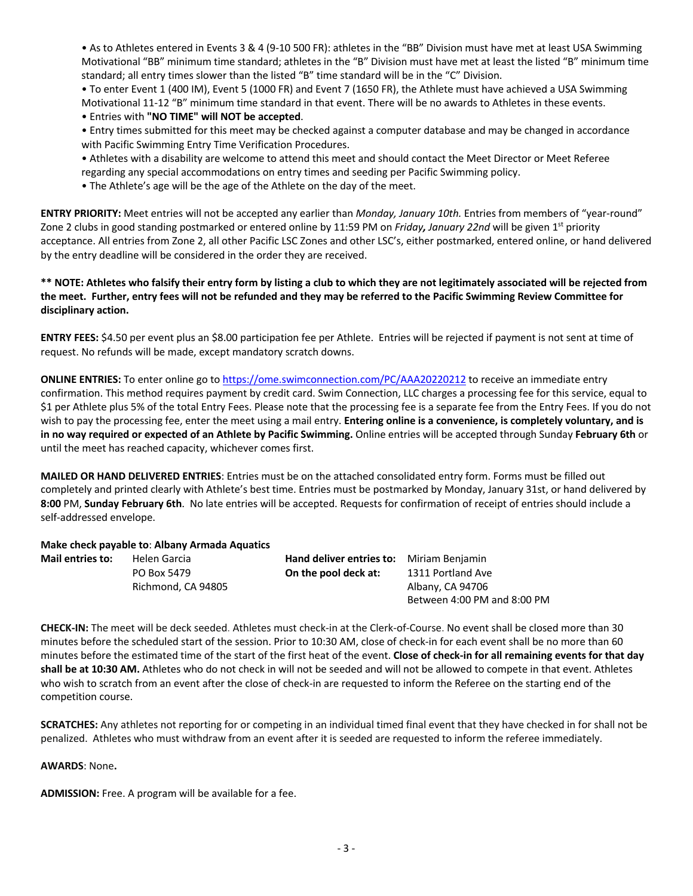- As to Athletes entered in Events 3 & 4 (9-10 500 FR): athletes in the "BB" Division must have met at least USA Swimming Motivational "BB" minimum time standard; athletes in the "B" Division must have met at least the listed "B" minimum time standard; all entry times slower than the listed "B" time standard will be in the "C" Division.
- To enter Event 1 (400 IM), Event 5 (1000 FR) and Event 7 (1650 FR), the Athlete must have achieved a USA Swimming Motivational 11-12 "B" minimum time standard in that event. There will be no awards to Athletes in these events.
- Entries with **"NO TIME" will NOT be accepted**.
- Entry times submitted for this meet may be checked against a computer database and may be changed in accordance with Pacific Swimming Entry Time Verification Procedures.
- Athletes with a disability are welcome to attend this meet and should contact the Meet Director or Meet Referee regarding any special accommodations on entry times and seeding per Pacific Swimming policy.
- The Athlete's age will be the age of the Athlete on the day of the meet.

**ENTRY PRIORITY:** Meet entries will not be accepted any earlier than *Monday, January 10th.* Entries from members of "year-round" Zone 2 clubs in good standing postmarked or entered online by 11:59 PM on *Friday, January 22nd* will be given 1st priority acceptance. All entries from Zone 2, all other Pacific LSC Zones and other LSC's, either postmarked, entered online, or hand delivered by the entry deadline will be considered in the order they are received.

**** NOTE: Athletes who falsify their entry form by listing a club to which they are not legitimately associated will be rejected from the meet. Further, entry fees will not be refunded and they may be referred to the Pacific Swimming Review Committee for disciplinary action.**

**ENTRY FEES:** $4.50 per event plus an $8.00 participation fee per Athlete. Entries will be rejected if payment is not sent at time of request. No refunds will be made, except mandatory scratch downs.

**ONLINE ENTRIES:** To enter online go to https://ome.swimconnection.com/PC/AAA20220212 to receive an immediate entry confirmation. This method requires payment by credit card. Swim Connection, LLC charges a processing fee for this service, equal to $1 per Athlete plus 5% of the total Entry Fees. Please note that the processing fee is a separate fee from the Entry Fees. If you do not wish to pay the processing fee, enter the meet using a mail entry. **Entering online is a convenience, is completely voluntary, and is in no way required or expected of an Athlete by Pacific Swimming.** Online entries will be accepted through Sunday **February 6th** or until the meet has reached capacity, whichever comes first.

**MAILED OR HAND DELIVERED ENTRIES**: Entries must be on the attached consolidated entry form. Forms must be filled out completely and printed clearly with Athlete's best time. Entries must be postmarked by Monday, January 31st, or hand delivered by **8:00** PM, **Sunday February 6th**. No late entries will be accepted. Requests for confirmation of receipt of entries should include a self-addressed envelope.

**Make check payable to**: **Albany Armada Aquatics**

| **Mail entries to:** | Helen Garcia | **Hand deliver entries to:** | Miriam Benjamin |
|---|---|---|---|
| | PO Box 5479 | **On the pool deck at:** | 1311 Portland Ave |
| | Richmond, CA 94805 | | Albany, CA 94706 |
| | | | Between 4:00 PM and 8:00 PM |

**CHECK-IN:** The meet will be deck seeded. Athletes must check-in at the Clerk-of-Course. No event shall be closed more than 30 minutes before the scheduled start of the session. Prior to 10:30 AM, close of check-in for each event shall be no more than 60 minutes before the estimated time of the start of the first heat of the event. **Close of check-in for all remaining events for that day shall be at 10:30 AM.** Athletes who do not check in will not be seeded and will not be allowed to compete in that event. Athletes who wish to scratch from an event after the close of check-in are requested to inform the Referee on the starting end of the competition course.

**SCRATCHES:** Any athletes not reporting for or competing in an individual timed final event that they have checked in for shall not be penalized. Athletes who must withdraw from an event after it is seeded are requested to inform the referee immediately.

**AWARDS**: None**.**

**ADMISSION:** Free. A program will be available for a fee.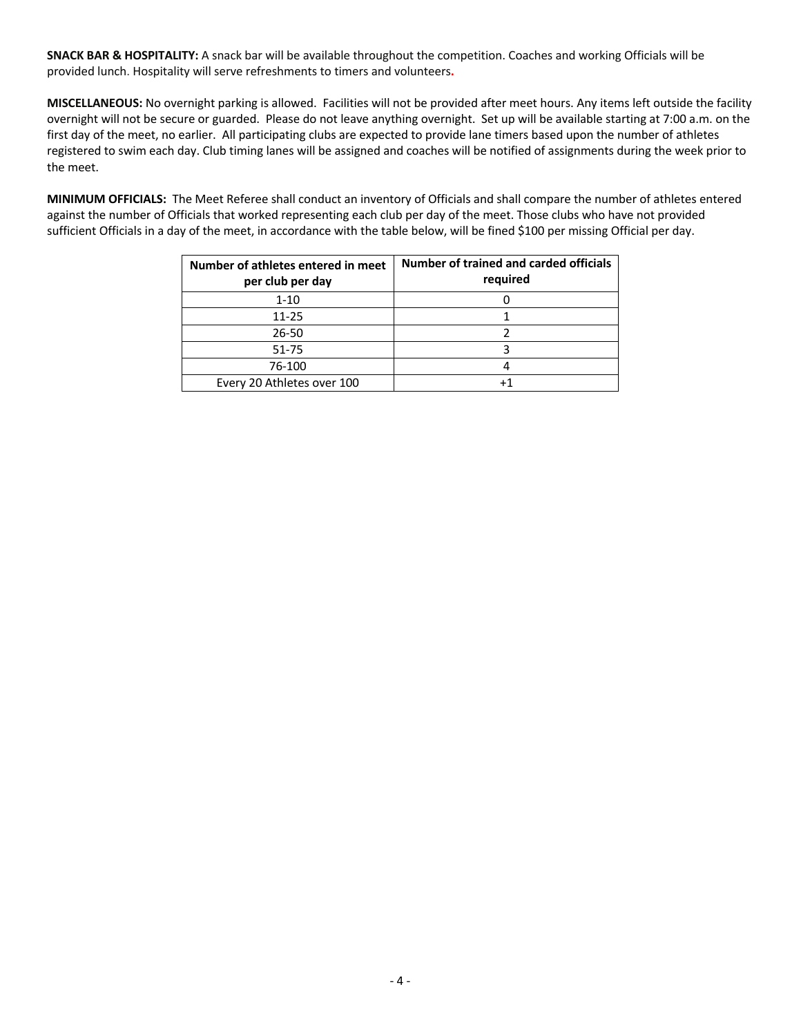**SNACK BAR & HOSPITALITY:** A snack bar will be available throughout the competition. Coaches and working Officials will be provided lunch. Hospitality will serve refreshments to timers and volunteers.

**MISCELLANEOUS:** No overnight parking is allowed. Facilities will not be provided after meet hours. Any items left outside the facility overnight will not be secure or guarded. Please do not leave anything overnight. Set up will be available starting at 7:00 a.m. on the first day of the meet, no earlier. All participating clubs are expected to provide lane timers based upon the number of athletes registered to swim each day. Club timing lanes will be assigned and coaches will be notified of assignments during the week prior to the meet.

**MINIMUM OFFICIALS:** The Meet Referee shall conduct an inventory of Officials and shall compare the number of athletes entered against the number of Officials that worked representing each club per day of the meet. Those clubs who have not provided sufficient Officials in a day of the meet, in accordance with the table below, will be fined $100 per missing Official per day.

| Number of athletes entered in meet per club per day | Number of trained and carded officials required |
|---|---|
| 1-10 | 0 |
| 11-25 | 1 |
| 26-50 | 2 |
| 51-75 | 3 |
| 76-100 | 4 |
| Every 20 Athletes over 100 | +1 |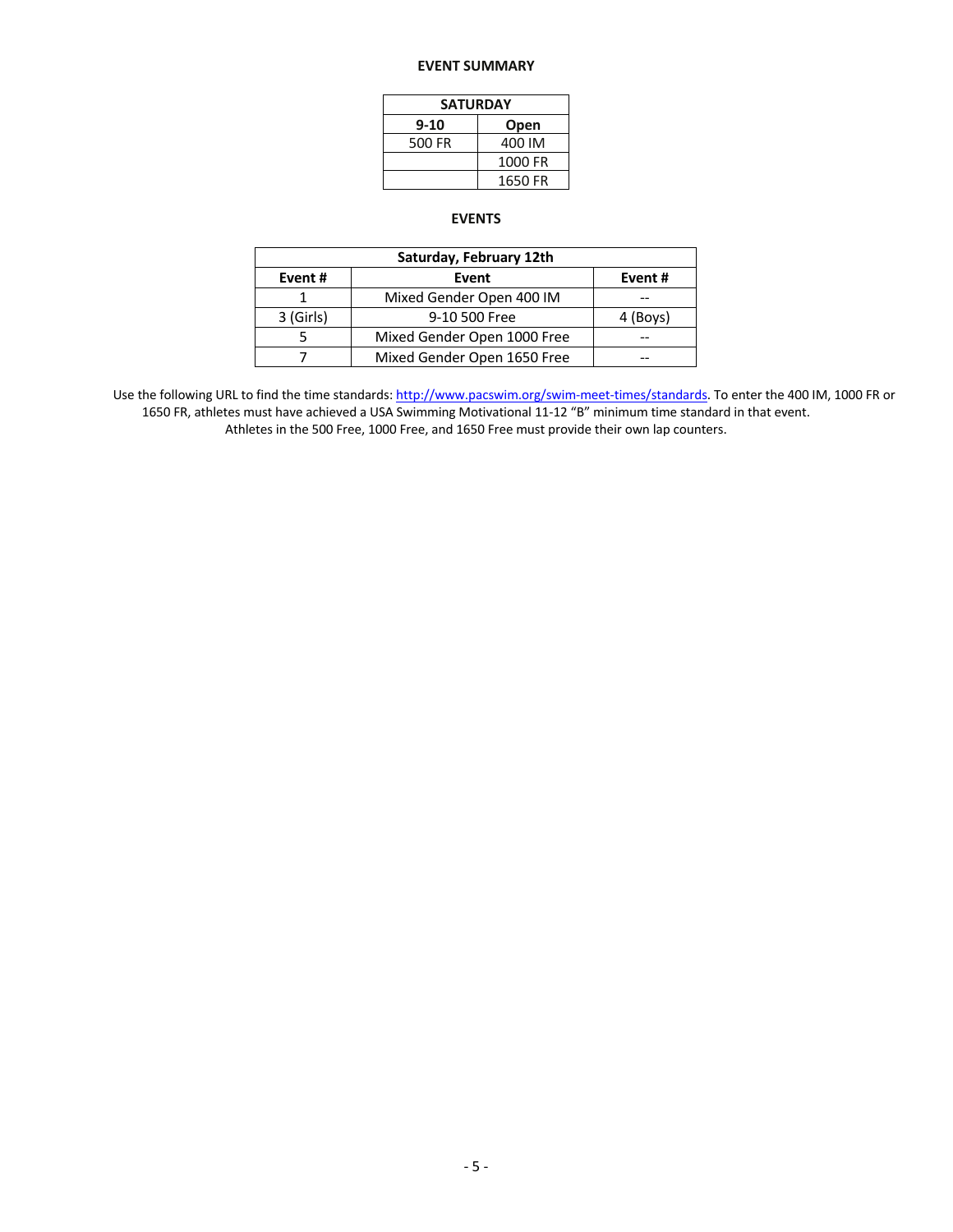## EVENT SUMMARY

| SATURDAY | |
|---|---|
| **9-10** | **Open** |
| 500 FR | 400 IM |
| | 1000 FR |
| | 1650 FR |

## EVENTS

| Saturday, February 12th | | |
|---|---|---|
| **Event #** | **Event** | **Event #** |
| 1 | Mixed Gender Open 400 IM | -- |
| 3 (Girls) | 9-10 500 Free | 4 (Boys) |
| 5 | Mixed Gender Open 1000 Free | -- |
| 7 | Mixed Gender Open 1650 Free | -- |

Use the following URL to find the time standards: [http://www.pacswim.org/swim-meet-times/standards](http://www.pacswim.org/swim-meet-times/standards). To enter the 400 IM, 1000 FR or 1650 FR, athletes must have achieved a USA Swimming Motivational 11-12 "B" minimum time standard in that event. Athletes in the 500 Free, 1000 Free, and 1650 Free must provide their own lap counters.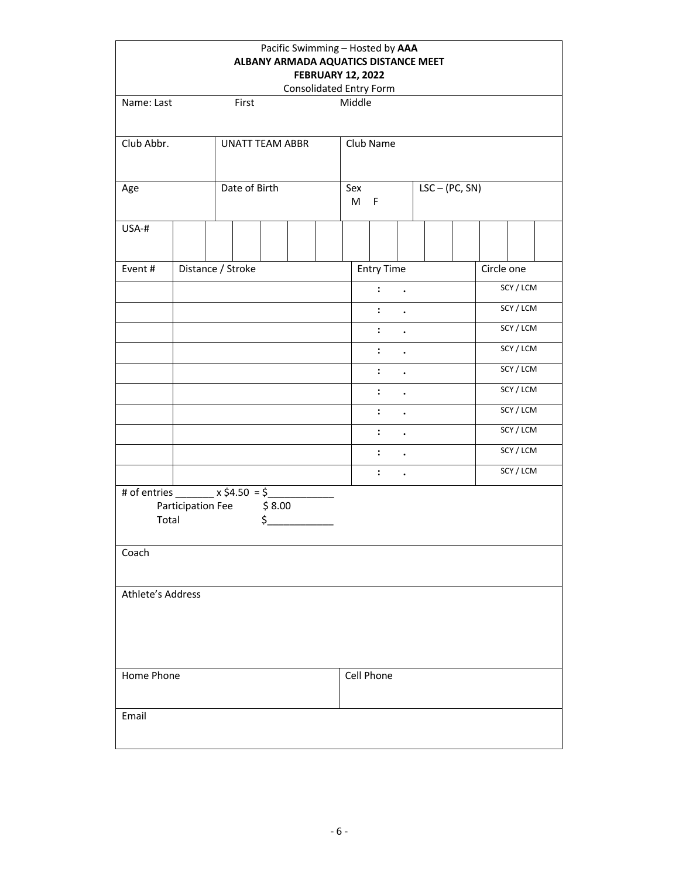Pacific Swimming – Hosted by **AAA**

**ALBANY ARMADA AQUATICS DISTANCE MEET**

**FEBRUARY 12, 2022**

Consolidated Entry Form

| Name: Last | First | Middle |
|---|---|---|
| | | |

| Club Abbr. | UNATT TEAM ABBR | Club Name |
|---|---|---|
| | | |

| Age | Date of Birth | Sex M F | LSC – (PC, SN) |
|---|---|---|---|
| | | | |

| USA-# | | | | | | | | | | | | | | |
|---|---|---|---|---|---|---|---|---|---|---|---|---|---|---|
| | | | | | | | | | | | | | | |

| Event # | Distance / Stroke | Entry Time | Circle one |
|---|---|---|---|
| | | : . | SCY / LCM |
| | | : . | SCY / LCM |
| | | : . | SCY / LCM |
| | | : . | SCY / LCM |
| | | : . | SCY / LCM |
| | | : . | SCY / LCM |
| | | : . | SCY / LCM |
| | | : . | SCY / LCM |
| | | : . | SCY / LCM |
| | | : . | SCY / LCM |

# of entries _______ x $4.50 = $____________

Participation Fee $ 8.00

Total $____________

Coach

Athlete's Address

| Home Phone | Cell Phone |
|---|---|
| | |

Email